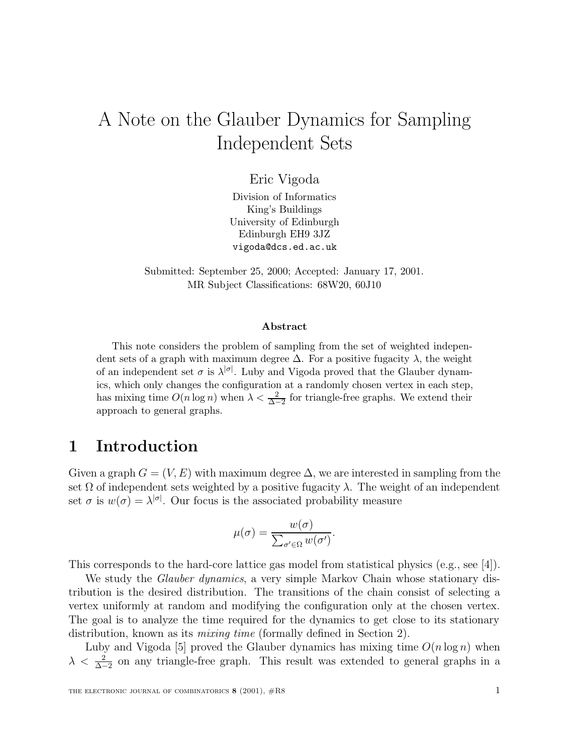# A Note on the Glauber Dynamics for Sampling Independent Sets

Eric Vigoda

Division of Informatics
King's Buildings
University of Edinburgh
Edinburgh EH9 3JZ
vigoda@dcs.ed.ac.uk

Submitted: September 25, 2000; Accepted: January 17, 2001.
MR Subject Classifications: 68W20, 60J10

### Abstract

This note considers the problem of sampling from the set of weighted independent sets of a graph with maximum degree $\Delta$. For a positive fugacity $\lambda$, the weight of an independent set $\sigma$ is $\lambda^{|\sigma|}$. Luby and Vigoda proved that the Glauber dynamics, which only changes the configuration at a randomly chosen vertex in each step, has mixing time $O(n \log n)$ when $\lambda < \frac{2}{\Delta-2}$ for triangle-free graphs. We extend their approach to general graphs.

## 1 Introduction

Given a graph $G = (V, E)$ with maximum degree $\Delta$, we are interested in sampling from the set $\Omega$ of independent sets weighted by a positive fugacity $\lambda$. The weight of an independent set $\sigma$ is $w(\sigma) = \lambda^{|\sigma|}$. Our focus is the associated probability measure

$$\mu(\sigma) = \frac{w(\sigma)}{\sum_{\sigma' \in \Omega} w(\sigma')}.$$

This corresponds to the hard-core lattice gas model from statistical physics (e.g., see [4]).

We study the *Glauber dynamics*, a very simple Markov Chain whose stationary distribution is the desired distribution. The transitions of the chain consist of selecting a vertex uniformly at random and modifying the configuration only at the chosen vertex. The goal is to analyze the time required for the dynamics to get close to its stationary distribution, known as its *mixing time* (formally defined in Section 2).

Luby and Vigoda [5] proved the Glauber dynamics has mixing time $O(n \log n)$ when $\lambda < \frac{2}{\Delta-2}$ on any triangle-free graph. This result was extended to general graphs in a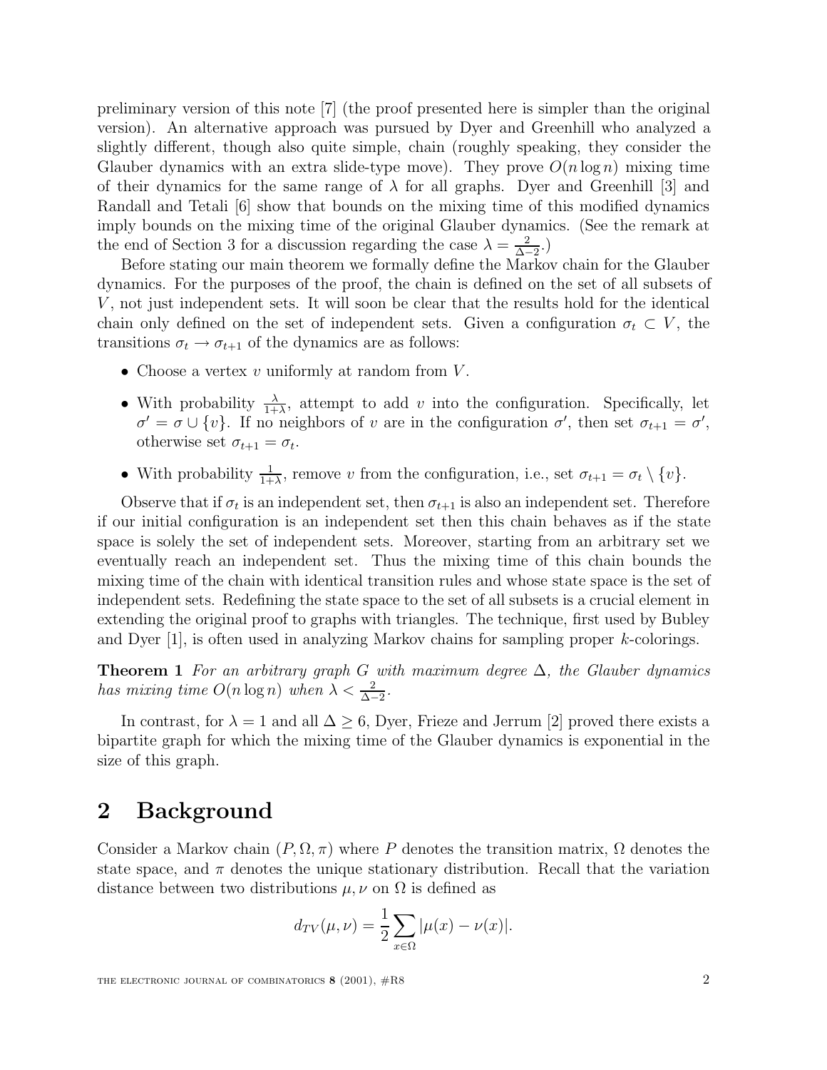preliminary version of this note [7] (the proof presented here is simpler than the original version). An alternative approach was pursued by Dyer and Greenhill who analyzed a slightly different, though also quite simple, chain (roughly speaking, they consider the Glauber dynamics with an extra slide-type move). They prove $O(n \log n)$ mixing time of their dynamics for the same range of $\lambda$ for all graphs. Dyer and Greenhill [3] and Randall and Tetali [6] show that bounds on the mixing time of this modified dynamics imply bounds on the mixing time of the original Glauber dynamics. (See the remark at the end of Section 3 for a discussion regarding the case $\lambda = \frac{2}{\Delta-2}$.)

Before stating our main theorem we formally define the Markov chain for the Glauber dynamics. For the purposes of the proof, the chain is defined on the set of all subsets of $V$, not just independent sets. It will soon be clear that the results hold for the identical chain only defined on the set of independent sets. Given a configuration $\sigma_t \subset V$, the transitions $\sigma_t \to \sigma_{t+1}$ of the dynamics are as follows:

- Choose a vertex $v$ uniformly at random from $V$.
- With probability $\frac{\lambda}{1+\lambda}$, attempt to add $v$ into the configuration. Specifically, let $\sigma' = \sigma \cup \{v\}$. If no neighbors of $v$ are in the configuration $\sigma'$, then set $\sigma_{t+1} = \sigma'$, otherwise set $\sigma_{t+1} = \sigma_t$.
- With probability $\frac{1}{1+\lambda}$, remove $v$ from the configuration, i.e., set $\sigma_{t+1} = \sigma_t \setminus \{v\}$.

Observe that if $\sigma_t$ is an independent set, then $\sigma_{t+1}$ is also an independent set. Therefore if our initial configuration is an independent set then this chain behaves as if the state space is solely the set of independent sets. Moreover, starting from an arbitrary set we eventually reach an independent set. Thus the mixing time of this chain bounds the mixing time of the chain with identical transition rules and whose state space is the set of independent sets. Redefining the state space to the set of all subsets is a crucial element in extending the original proof to graphs with triangles. The technique, first used by Bubley and Dyer [1], is often used in analyzing Markov chains for sampling proper $k$-colorings.

**Theorem 1** *For an arbitrary graph $G$ with maximum degree $\Delta$, the Glauber dynamics has mixing time $O(n \log n)$ when $\lambda < \frac{2}{\Delta-2}$.*

In contrast, for $\lambda = 1$ and all $\Delta \geq 6$, Dyer, Frieze and Jerrum [2] proved there exists a bipartite graph for which the mixing time of the Glauber dynamics is exponential in the size of this graph.

## 2 Background

Consider a Markov chain $(P, \Omega, \pi)$ where $P$ denotes the transition matrix, $\Omega$ denotes the state space, and $\pi$ denotes the unique stationary distribution. Recall that the variation distance between two distributions $\mu, \nu$ on $\Omega$ is defined as

$$d_{TV}(\mu, \nu) = \frac{1}{2} \sum_{x \in \Omega} |\mu(x) - \nu(x)|.$$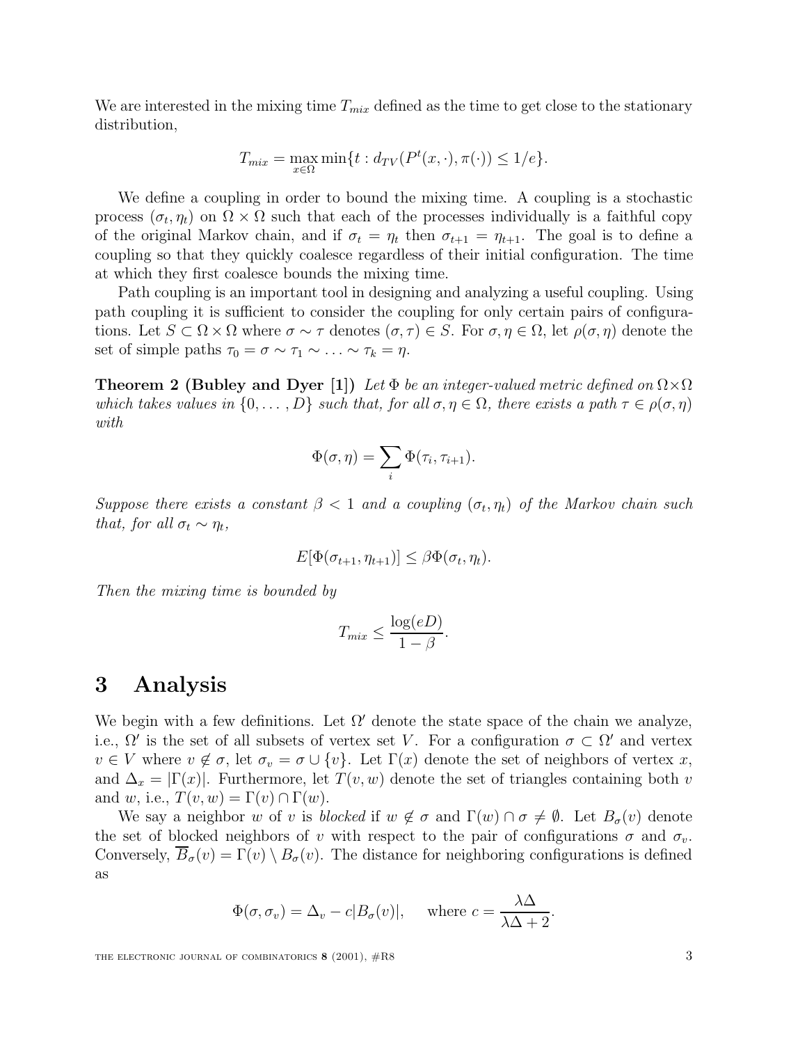We are interested in the mixing time $T_{mix}$ defined as the time to get close to the stationary distribution,

$$T_{mix} = \max_{x \in \Omega} \min\{t : d_{TV}(P^t(x, \cdot), \pi(\cdot)) \le 1/e\}.$$

We define a coupling in order to bound the mixing time. A coupling is a stochastic process $(\sigma_t, \eta_t)$ on $\Omega \times \Omega$ such that each of the processes individually is a faithful copy of the original Markov chain, and if $\sigma_t = \eta_t$ then $\sigma_{t+1} = \eta_{t+1}$. The goal is to define a coupling so that they quickly coalesce regardless of their initial configuration. The time at which they first coalesce bounds the mixing time.

Path coupling is an important tool in designing and analyzing a useful coupling. Using path coupling it is sufficient to consider the coupling for only certain pairs of configurations. Let $S \subset \Omega \times \Omega$ where $\sigma \sim \tau$ denotes $(\sigma, \tau) \in S$. For $\sigma, \eta \in \Omega$, let $\rho(\sigma, \eta)$ denote the set of simple paths $\tau_0 = \sigma \sim \tau_1 \sim \ldots \sim \tau_k = \eta$.

**Theorem 2 (Bubley and Dyer [1])** *Let $\Phi$ be an integer-valued metric defined on $\Omega \times \Omega$ which takes values in $\{0, \ldots, D\}$ such that, for all $\sigma, \eta \in \Omega$, there exists a path $\tau \in \rho(\sigma, \eta)$ with*

$$\Phi(\sigma, \eta) = \sum_i \Phi(\tau_i, \tau_{i+1}).$$

*Suppose there exists a constant $\beta < 1$ and a coupling $(\sigma_t, \eta_t)$ of the Markov chain such that, for all $\sigma_t \sim \eta_t$,*

$$E[\Phi(\sigma_{t+1}, \eta_{t+1})] \le \beta \Phi(\sigma_t, \eta_t).$$

*Then the mixing time is bounded by*

$$T_{mix} \le \frac{\log(eD)}{1 - \beta}.$$

# 3 Analysis

We begin with a few definitions. Let $\Omega'$ denote the state space of the chain we analyze, i.e., $\Omega'$ is the set of all subsets of vertex set $V$. For a configuration $\sigma \subset \Omega'$ and vertex $v \in V$ where $v \notin \sigma$, let $\sigma_v = \sigma \cup \{v\}$. Let $\Gamma(x)$ denote the set of neighbors of vertex $x$, and $\Delta_x = |\Gamma(x)|$. Furthermore, let $T(v, w)$ denote the set of triangles containing both $v$ and $w$, i.e., $T(v, w) = \Gamma(v) \cap \Gamma(w)$.

We say a neighbor $w$ of $v$ is *blocked* if $w \notin \sigma$ and $\Gamma(w) \cap \sigma \neq \emptyset$. Let $B_\sigma(v)$ denote the set of blocked neighbors of $v$ with respect to the pair of configurations $\sigma$ and $\sigma_v$. Conversely, $\overline{B}_\sigma(v) = \Gamma(v) \setminus B_\sigma(v)$. The distance for neighboring configurations is defined as

$$\Phi(\sigma, \sigma_v) = \Delta_v - c|B_\sigma(v)|, \quad \text{ where } c = \frac{\lambda\Delta}{\lambda\Delta + 2}.$$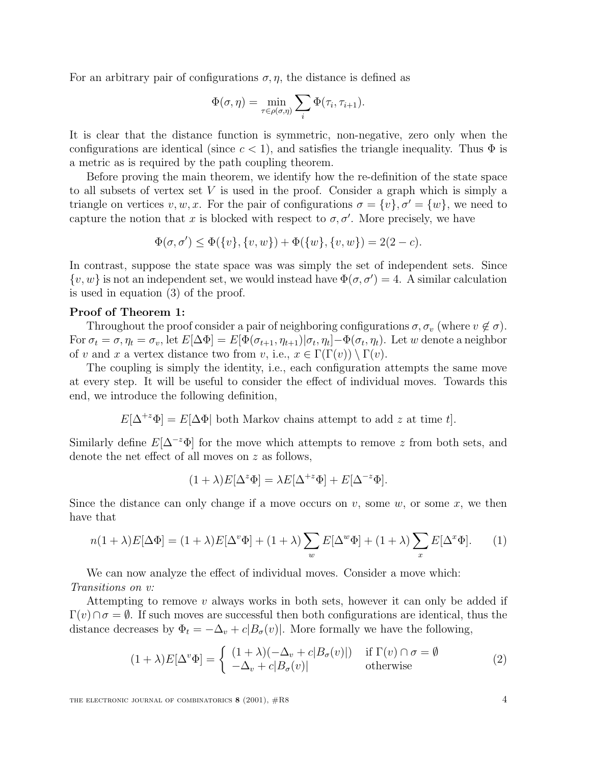For an arbitrary pair of configurations $\sigma, \eta$, the distance is defined as

$$\Phi(\sigma, \eta) = \min_{\tau \in \rho(\sigma,\eta)} \sum_i \Phi(\tau_i, \tau_{i+1}).$$

It is clear that the distance function is symmetric, non-negative, zero only when the configurations are identical (since $c < 1$), and satisfies the triangle inequality. Thus $\Phi$ is a metric as is required by the path coupling theorem.

Before proving the main theorem, we identify how the re-definition of the state space to all subsets of vertex set $V$ is used in the proof. Consider a graph which is simply a triangle on vertices $v, w, x$. For the pair of configurations $\sigma = \{v\}, \sigma' = \{w\}$, we need to capture the notion that $x$ is blocked with respect to $\sigma, \sigma'$. More precisely, we have

$$\Phi(\sigma, \sigma') \leq \Phi(\{v\}, \{v, w\}) + \Phi(\{w\}, \{v, w\}) = 2(2 - c).$$

In contrast, suppose the state space was was simply the set of independent sets. Since $\{v, w\}$ is not an independent set, we would instead have $\Phi(\sigma, \sigma') = 4$. A similar calculation is used in equation (3) of the proof.

**Proof of Theorem 1:**

Throughout the proof consider a pair of neighboring configurations $\sigma, \sigma_v$ (where $v \notin \sigma$). For $\sigma_t = \sigma, \eta_t = \sigma_v$, let $E[\Delta\Phi] = E[\Phi(\sigma_{t+1}, \eta_{t+1})|\sigma_t, \eta_t] - \Phi(\sigma_t, \eta_t)$. Let $w$ denote a neighbor of $v$ and $x$ a vertex distance two from $v$, i.e., $x \in \Gamma(\Gamma(v)) \setminus \Gamma(v)$.

The coupling is simply the identity, i.e., each configuration attempts the same move at every step. It will be useful to consider the effect of individual moves. Towards this end, we introduce the following definition,

$$E[\Delta^{+z}\Phi] = E[\Delta\Phi| \text{ both Markov chains attempt to add } z \text{ at time } t].$$

Similarly define $E[\Delta^{-z}\Phi]$ for the move which attempts to remove $z$ from both sets, and denote the net effect of all moves on $z$ as follows,

$$(1 + \lambda)E[\Delta^z\Phi] = \lambda E[\Delta^{+z}\Phi] + E[\Delta^{-z}\Phi].$$

Since the distance can only change if a move occurs on $v$, some $w$, or some $x$, we then have that

$$n(1 + \lambda)E[\Delta\Phi] = (1 + \lambda)E[\Delta^v\Phi] + (1 + \lambda)\sum_w E[\Delta^w\Phi] + (1 + \lambda)\sum_x E[\Delta^x\Phi]. \tag{1}$$

We can now analyze the effect of individual moves. Consider a move which:

*Transitions on v:*

Attempting to remove $v$ always works in both sets, however it can only be added if $\Gamma(v) \cap \sigma = \emptyset$. If such moves are successful then both configurations are identical, thus the distance decreases by $\Phi_t = -\Delta_v + c|B_\sigma(v)|$. More formally we have the following,

$$(1 + \lambda)E[\Delta^v\Phi] = \begin{cases} (1 + \lambda)(-\Delta_v + c|B_\sigma(v)|) & \text{if } \Gamma(v) \cap \sigma = \emptyset \\ -\Delta_v + c|B_\sigma(v)| & \text{otherwise} \end{cases} \tag{2}$$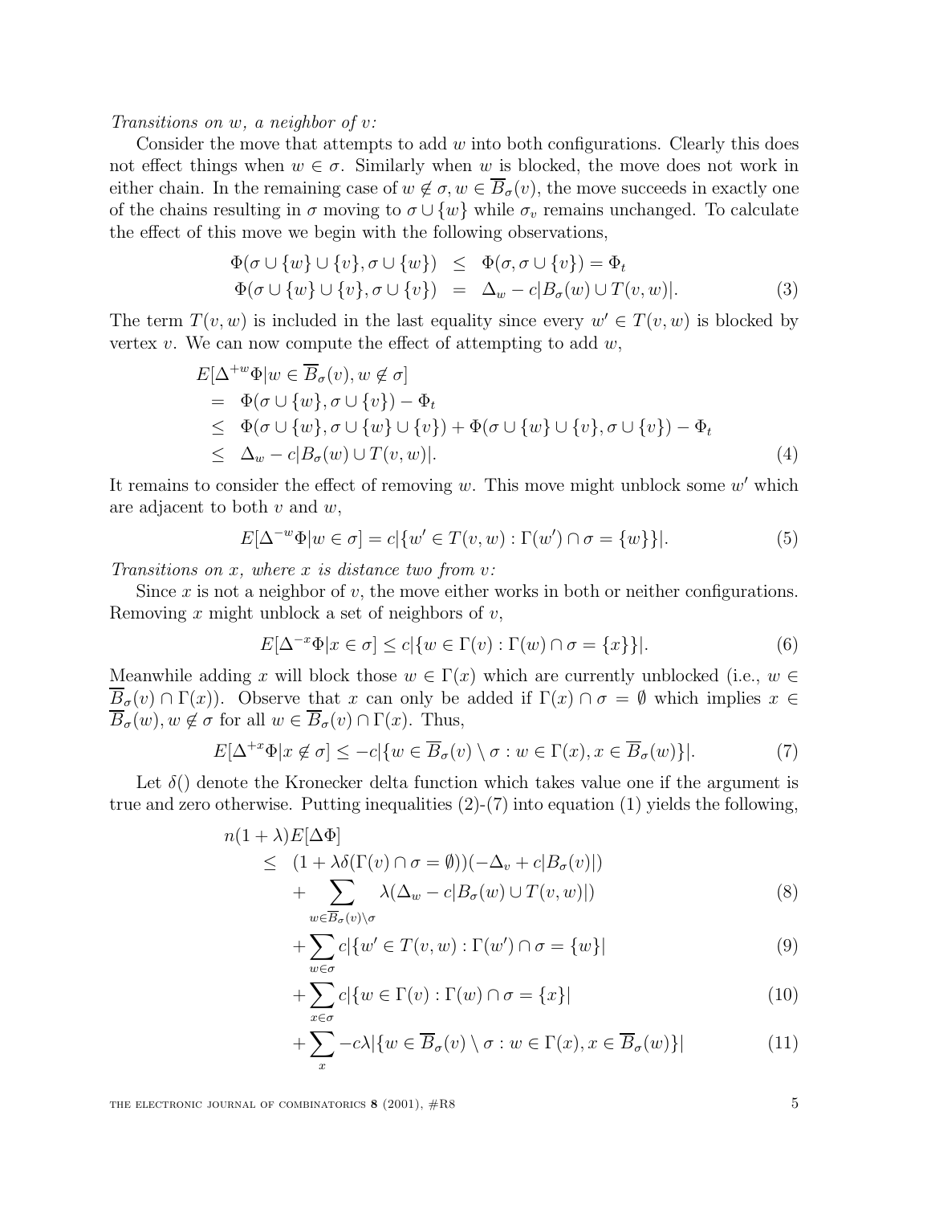*Transitions on $w$, a neighbor of $v$:*

Consider the move that attempts to add $w$ into both configurations. Clearly this does not effect things when $w \in \sigma$. Similarly when $w$ is blocked, the move does not work in either chain. In the remaining case of $w \notin \sigma, w \in \overline{B}_\sigma(v)$, the move succeeds in exactly one of the chains resulting in $\sigma$ moving to $\sigma \cup \{w\}$ while $\sigma_v$ remains unchanged. To calculate the effect of this move we begin with the following observations,

$$\begin{aligned}
\Phi(\sigma \cup \{w\} \cup \{v\}, \sigma \cup \{w\}) &\leq \Phi(\sigma, \sigma \cup \{v\}) = \Phi_t \\
\Phi(\sigma \cup \{w\} \cup \{v\}, \sigma \cup \{v\}) &= \Delta_w - c|B_\sigma(w) \cup T(v,w)|. \qquad (3)
\end{aligned}$$

The term $T(v,w)$ is included in the last equality since every $w' \in T(v,w)$ is blocked by vertex $v$. We can now compute the effect of attempting to add $w$,

$$\begin{aligned}
&E[\Delta^{+w}\Phi | w \in \overline{B}_\sigma(v), w \notin \sigma] \\
&= \Phi(\sigma \cup \{w\}, \sigma \cup \{v\}) - \Phi_t \\
&\leq \Phi(\sigma \cup \{w\}, \sigma \cup \{w\} \cup \{v\}) + \Phi(\sigma \cup \{w\} \cup \{v\}, \sigma \cup \{v\}) - \Phi_t \\
&\leq \Delta_w - c|B_\sigma(w) \cup T(v,w)|. \qquad (4)
\end{aligned}$$

It remains to consider the effect of removing $w$. This move might unblock some $w'$ which are adjacent to both $v$ and $w$,

$$E[\Delta^{-w}\Phi | w \in \sigma] = c|\{w' \in T(v,w) : \Gamma(w') \cap \sigma = \{w\}\}|. \qquad (5)$$

*Transitions on $x$, where $x$ is distance two from $v$:*

Since $x$ is not a neighbor of $v$, the move either works in both or neither configurations. Removing $x$ might unblock a set of neighbors of $v$,

$$E[\Delta^{-x}\Phi | x \in \sigma] \leq c|\{w \in \Gamma(v) : \Gamma(w) \cap \sigma = \{x\}\}|. \qquad (6)$$

Meanwhile adding $x$ will block those $w \in \Gamma(x)$ which are currently unblocked (i.e., $w \in \overline{B}_\sigma(v) \cap \Gamma(x)$). Observe that $x$ can only be added if $\Gamma(x) \cap \sigma = \emptyset$ which implies $x \in \overline{B}_\sigma(w), w \notin \sigma$ for all $w \in \overline{B}_\sigma(v) \cap \Gamma(x)$. Thus,

$$E[\Delta^{+x}\Phi | x \notin \sigma] \leq -c|\{w \in \overline{B}_\sigma(v) \setminus \sigma : w \in \Gamma(x), x \in \overline{B}_\sigma(w)\}|. \qquad (7)$$

Let $\delta()$ denote the Kronecker delta function which takes value one if the argument is true and zero otherwise. Putting inequalities (2)-(7) into equation (1) yields the following,

$$\begin{aligned}
&n(1+\lambda)E[\Delta\Phi] \\
&\leq (1 + \lambda\delta(\Gamma(v) \cap \sigma = \emptyset))(-\Delta_v + c|B_\sigma(v)|) \\
&\quad + \sum_{w \in \overline{B}_\sigma(v) \setminus \sigma} \lambda(\Delta_w - c|B_\sigma(w) \cup T(v,w)|) \qquad (8) \\
&\quad + \sum_{w \in \sigma} c|\{w' \in T(v,w) : \Gamma(w') \cap \sigma = \{w\}| \qquad (9) \\
&\quad + \sum_{x \in \sigma} c|\{w \in \Gamma(v) : \Gamma(w) \cap \sigma = \{x\}| \qquad (10) \\
&\quad + \sum_{x} -c\lambda|\{w \in \overline{B}_\sigma(v) \setminus \sigma : w \in \Gamma(x), x \in \overline{B}_\sigma(w)\}| \qquad (11)
\end{aligned}$$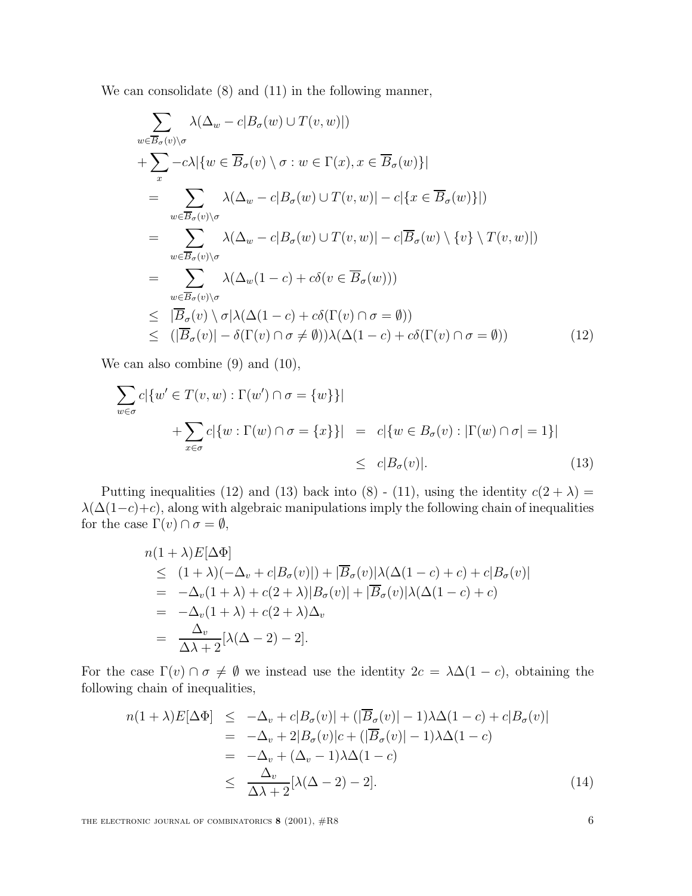We can consolidate (8) and (11) in the following manner,

$$
\begin{aligned}
&\sum_{w\in \overline{B}_\sigma(v)\setminus\sigma} \lambda(\Delta_w - c|B_\sigma(w)\cup T(v,w)|) \\
&+\sum_{x} -c\lambda|\{w\in \overline{B}_\sigma(v)\setminus\sigma : w\in\Gamma(x), x\in \overline{B}_\sigma(w)\}| \\
&= \sum_{w\in \overline{B}_\sigma(v)\setminus\sigma} \lambda(\Delta_w - c|B_\sigma(w)\cup T(v,w)| - c|\{x\in \overline{B}_\sigma(w)\}|) \\
&= \sum_{w\in \overline{B}_\sigma(v)\setminus\sigma} \lambda(\Delta_w - c|B_\sigma(w)\cup T(v,w)| - c|\overline{B}_\sigma(w)\setminus\{v\}\setminus T(v,w)|) \\
&= \sum_{w\in \overline{B}_\sigma(v)\setminus\sigma} \lambda(\Delta_w(1-c) + c\delta(v\in \overline{B}_\sigma(w))) \\
&\le |\overline{B}_\sigma(v)\setminus\sigma|\lambda(\Delta(1-c)+c\delta(\Gamma(v)\cap\sigma=\emptyset)) \\
&\le (|\overline{B}_\sigma(v)| - \delta(\Gamma(v)\cap\sigma\neq\emptyset))\lambda(\Delta(1-c)+c\delta(\Gamma(v)\cap\sigma=\emptyset)) \qquad (12)
\end{aligned}
$$

We can also combine (9) and (10),

$$
\begin{aligned}
&\sum_{w\in\sigma} c|\{w'\in T(v,w) : \Gamma(w')\cap\sigma=\{w\}\}| \\
&\qquad +\sum_{x\in\sigma} c|\{w : \Gamma(w)\cap\sigma=\{x\}\}| \;=\; c|\{w\in B_\sigma(v) : |\Gamma(w)\cap\sigma|=1\}| \\
&\qquad\qquad\qquad\qquad\qquad\qquad\qquad\quad \le\; c|B_\sigma(v)|. \qquad (13)
\end{aligned}
$$

Putting inequalities (12) and (13) back into (8) - (11), using the identity $c(2+\lambda) = \lambda(\Delta(1-c)+c)$, along with algebraic manipulations imply the following chain of inequalities for the case $\Gamma(v)\cap\sigma=\emptyset$,

$$
\begin{aligned}
&n(1+\lambda)E[\Delta\Phi] \\
&\le (1+\lambda)(-\Delta_v + c|B_\sigma(v)|) + |\overline{B}_\sigma(v)|\lambda(\Delta(1-c)+c) + c|B_\sigma(v)| \\
&= -\Delta_v(1+\lambda) + c(2+\lambda)|B_\sigma(v)| + |\overline{B}_\sigma(v)|\lambda(\Delta(1-c)+c) \\
&= -\Delta_v(1+\lambda) + c(2+\lambda)\Delta_v \\
&= \frac{\Delta_v}{\Delta\lambda+2}[\lambda(\Delta-2)-2].
\end{aligned}
$$

For the case $\Gamma(v)\cap\sigma\neq\emptyset$ we instead use the identity $2c = \lambda\Delta(1-c)$, obtaining the following chain of inequalities,

$$
\begin{aligned}
n(1+\lambda)E[\Delta\Phi] &\le -\Delta_v + c|B_\sigma(v)| + (|\overline{B}_\sigma(v)|-1)\lambda\Delta(1-c) + c|B_\sigma(v)| \\
&= -\Delta_v + 2|B_\sigma(v)|c + (|\overline{B}_\sigma(v)|-1)\lambda\Delta(1-c) \\
&= -\Delta_v + (\Delta_v-1)\lambda\Delta(1-c) \\
&\le \frac{\Delta_v}{\Delta\lambda+2}[\lambda(\Delta-2)-2]. \qquad (14)
\end{aligned}
$$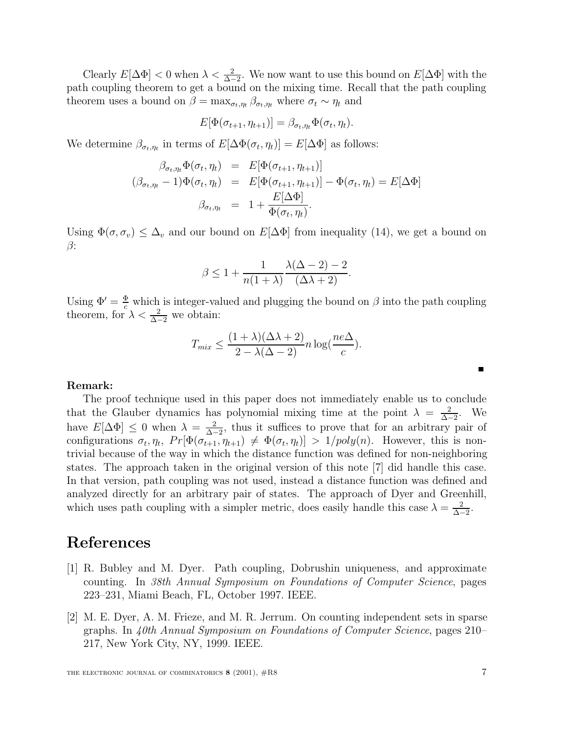Clearly $E[\Delta\Phi] < 0$ when $\lambda < \frac{2}{\Delta - 2}$. We now want to use this bound on $E[\Delta\Phi]$ with the path coupling theorem to get a bound on the mixing time. Recall that the path coupling theorem uses a bound on $\beta = \max_{\sigma_t,\eta_t} \beta_{\sigma_t,\eta_t}$ where $\sigma_t \sim \eta_t$ and

$$E[\Phi(\sigma_{t+1}, \eta_{t+1})] = \beta_{\sigma_t,\eta_t}\Phi(\sigma_t, \eta_t).$$

We determine $\beta_{\sigma_t,\eta_t}$ in terms of $E[\Delta\Phi(\sigma_t, \eta_t)] = E[\Delta\Phi]$ as follows:

$$\begin{aligned}
\beta_{\sigma_t,\eta_t}\Phi(\sigma_t, \eta_t) &= E[\Phi(\sigma_{t+1}, \eta_{t+1})] \\
(\beta_{\sigma_t,\eta_t} - 1)\Phi(\sigma_t, \eta_t) &= E[\Phi(\sigma_{t+1}, \eta_{t+1})] - \Phi(\sigma_t, \eta_t) = E[\Delta\Phi] \\
\beta_{\sigma_t,\eta_t} &= 1 + \frac{E[\Delta\Phi]}{\Phi(\sigma_t, \eta_t)}.
\end{aligned}$$

Using $\Phi(\sigma, \sigma_v) \leq \Delta_v$ and our bound on $E[\Delta\Phi]$ from inequality (14), we get a bound on $\beta$:

$$\beta \leq 1 + \frac{1}{n(1+\lambda)} \frac{\lambda(\Delta - 2) - 2}{(\Delta\lambda + 2)}.$$

Using $\Phi' = \frac{\Phi}{c}$ which is integer-valued and plugging the bound on $\beta$ into the path coupling theorem, for $\lambda < \frac{2}{\Delta-2}$ we obtain:

$$T_{mix} \leq \frac{(1+\lambda)(\Delta\lambda + 2)}{2 - \lambda(\Delta - 2)} n \log(\frac{ne\Delta}{c}).$$

■

**Remark:**

The proof technique used in this paper does not immediately enable us to conclude that the Glauber dynamics has polynomial mixing time at the point $\lambda = \frac{2}{\Delta-2}$. We have $E[\Delta\Phi] \leq 0$ when $\lambda = \frac{2}{\Delta-2}$, thus it suffices to prove that for an arbitrary pair of configurations $\sigma_t, \eta_t$, $Pr[\Phi(\sigma_{t+1}, \eta_{t+1}) \neq \Phi(\sigma_t, \eta_t)] > 1/poly(n)$. However, this is non-trivial because of the way in which the distance function was defined for non-neighboring states. The approach taken in the original version of this note [7] did handle this case. In that version, path coupling was not used, instead a distance function was defined and analyzed directly for an arbitrary pair of states. The approach of Dyer and Greenhill, which uses path coupling with a simpler metric, does easily handle this case $\lambda = \frac{2}{\Delta-2}$.

# References

[1] R. Bubley and M. Dyer. Path coupling, Dobrushin uniqueness, and approximate counting. In *38th Annual Symposium on Foundations of Computer Science*, pages 223–231, Miami Beach, FL, October 1997. IEEE.

[2] M. E. Dyer, A. M. Frieze, and M. R. Jerrum. On counting independent sets in sparse graphs. In *40th Annual Symposium on Foundations of Computer Science*, pages 210–217, New York City, NY, 1999. IEEE.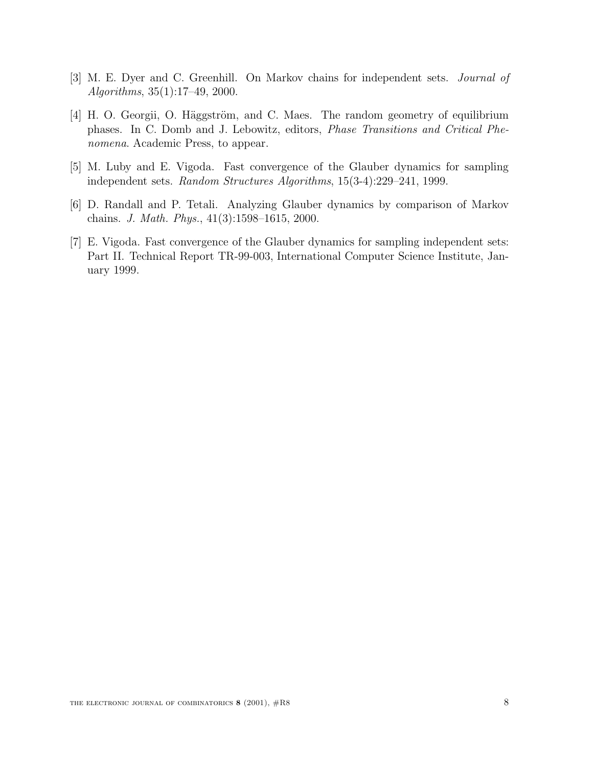[3] M. E. Dyer and C. Greenhill. On Markov chains for independent sets. *Journal of Algorithms*, 35(1):17–49, 2000.

[4] H. O. Georgii, O. Häggström, and C. Maes. The random geometry of equilibrium phases. In C. Domb and J. Lebowitz, editors, *Phase Transitions and Critical Phenomena*. Academic Press, to appear.

[5] M. Luby and E. Vigoda. Fast convergence of the Glauber dynamics for sampling independent sets. *Random Structures Algorithms*, 15(3-4):229–241, 1999.

[6] D. Randall and P. Tetali. Analyzing Glauber dynamics by comparison of Markov chains. *J. Math. Phys.*, 41(3):1598–1615, 2000.

[7] E. Vigoda. Fast convergence of the Glauber dynamics for sampling independent sets: Part II. Technical Report TR-99-003, International Computer Science Institute, January 1999.